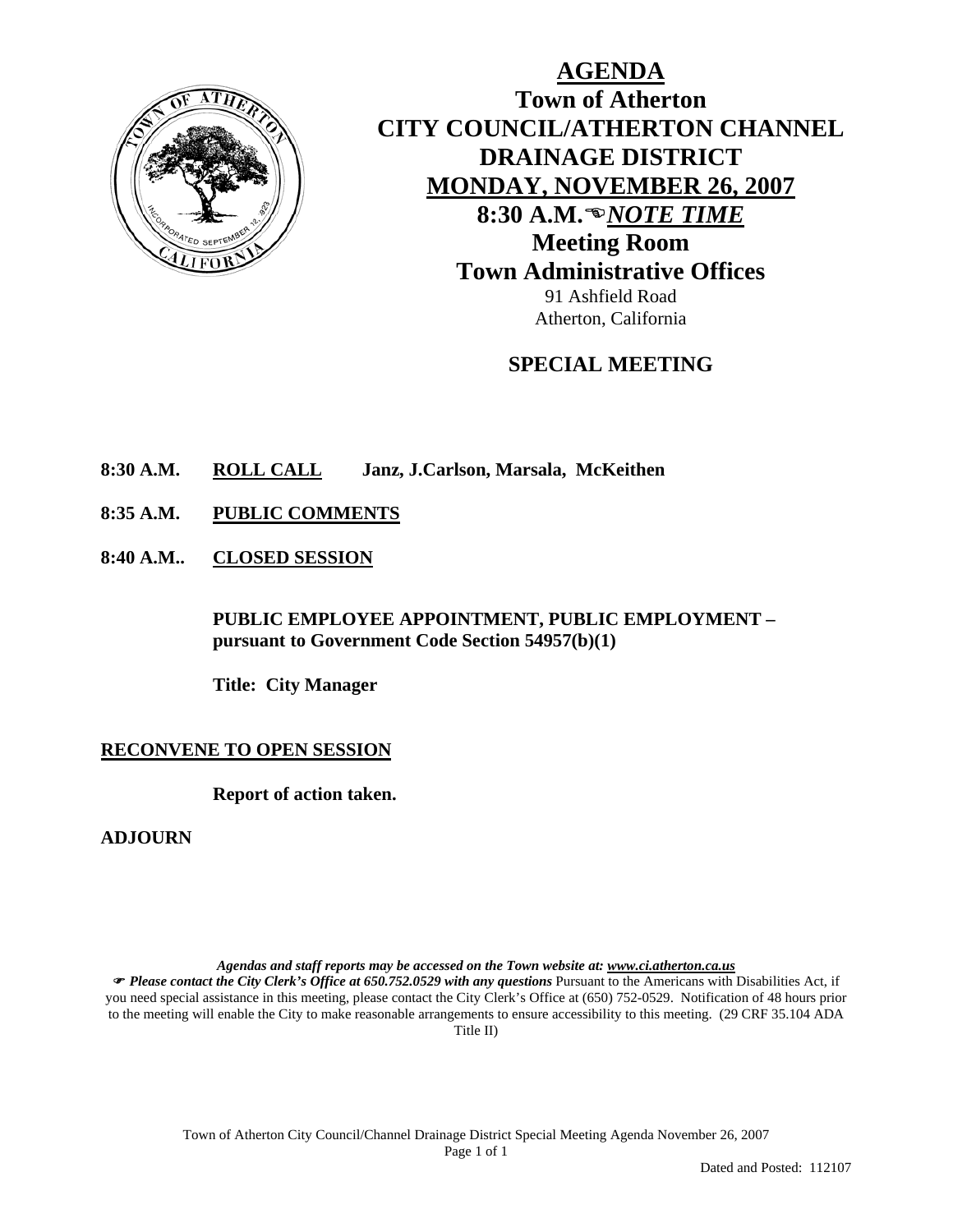# AGENDA

## Town of Atherton
## CITY COUNCIL/ATHERTON CHANNEL DRAINAGE DISTRICT
## MONDAY, NOVEMBER 26, 2007
## 8:30 A.M. ☜ *NOTE TIME*
## Meeting Room
## Town Administrative Offices

91 Ashfield Road
Atherton, California

## SPECIAL MEETING

**8:30 A.M.** **ROLL CALL** **Janz, J.Carlson, Marsala, McKeithen**

**8:35 A.M.** **PUBLIC COMMENTS**

**8:40 A.M..** **CLOSED SESSION**

**PUBLIC EMPLOYEE APPOINTMENT, PUBLIC EMPLOYMENT – pursuant to Government Code Section 54957(b)(1)**

**Title: City Manager**

**RECONVENE TO OPEN SESSION**

**Report of action taken.**

**ADJOURN**

***Agendas and staff reports may be accessed on the Town website at: www.ci.atherton.ca.us***

☞ ***Please contact the City Clerk's Office at 650.752.0529 with any questions*** Pursuant to the Americans with Disabilities Act, if you need special assistance in this meeting, please contact the City Clerk's Office at (650) 752-0529. Notification of 48 hours prior to the meeting will enable the City to make reasonable arrangements to ensure accessibility to this meeting. (29 CRF 35.104 ADA Title II)

Dated and Posted: 112107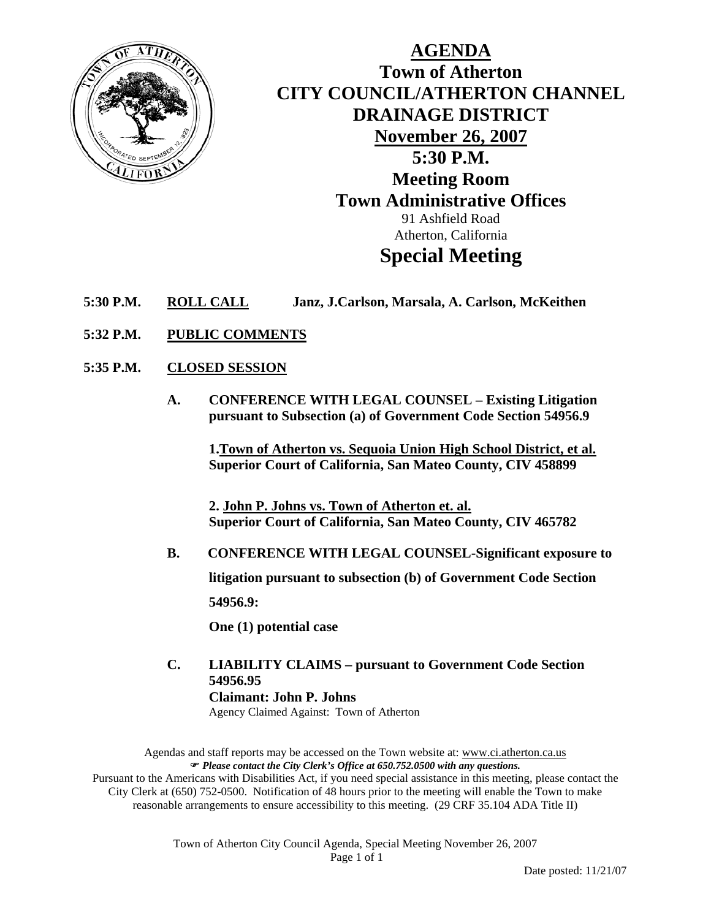# AGENDA

## Town of Atherton
## CITY COUNCIL/ATHERTON CHANNEL DRAINAGE DISTRICT
## November 26, 2007
## 5:30 P.M.
## Meeting Room
## Town Administrative Offices

91 Ashfield Road
Atherton, California

# Special Meeting

**5:30 P.M.** **ROLL CALL** **Janz, J.Carlson, Marsala, A. Carlson, McKeithen**

**5:32 P.M.** **PUBLIC COMMENTS**

**5:35 P.M.** **CLOSED SESSION**

**A. CONFERENCE WITH LEGAL COUNSEL – Existing Litigation pursuant to Subsection (a) of Government Code Section 54956.9**

**1. Town of Atherton vs. Sequoia Union High School District, et al.**
**Superior Court of California, San Mateo County, CIV 458899**

**2. John P. Johns vs. Town of Atherton et. al.**
**Superior Court of California, San Mateo County, CIV 465782**

**B. CONFERENCE WITH LEGAL COUNSEL-Significant exposure to litigation pursuant to subsection (b) of Government Code Section 54956.9:**

**One (1) potential case**

**C. LIABILITY CLAIMS – pursuant to Government Code Section 54956.95**
**Claimant: John P. Johns**
Agency Claimed Against: Town of Atherton

Agendas and staff reports may be accessed on the Town website at: www.ci.atherton.ca.us
☞ ***Please contact the City Clerk's Office at 650.752.0500 with any questions.***
Pursuant to the Americans with Disabilities Act, if you need special assistance in this meeting, please contact the City Clerk at (650) 752-0500. Notification of 48 hours prior to the meeting will enable the Town to make reasonable arrangements to ensure accessibility to this meeting. (29 CRF 35.104 ADA Title II)

Date posted: 11/21/07